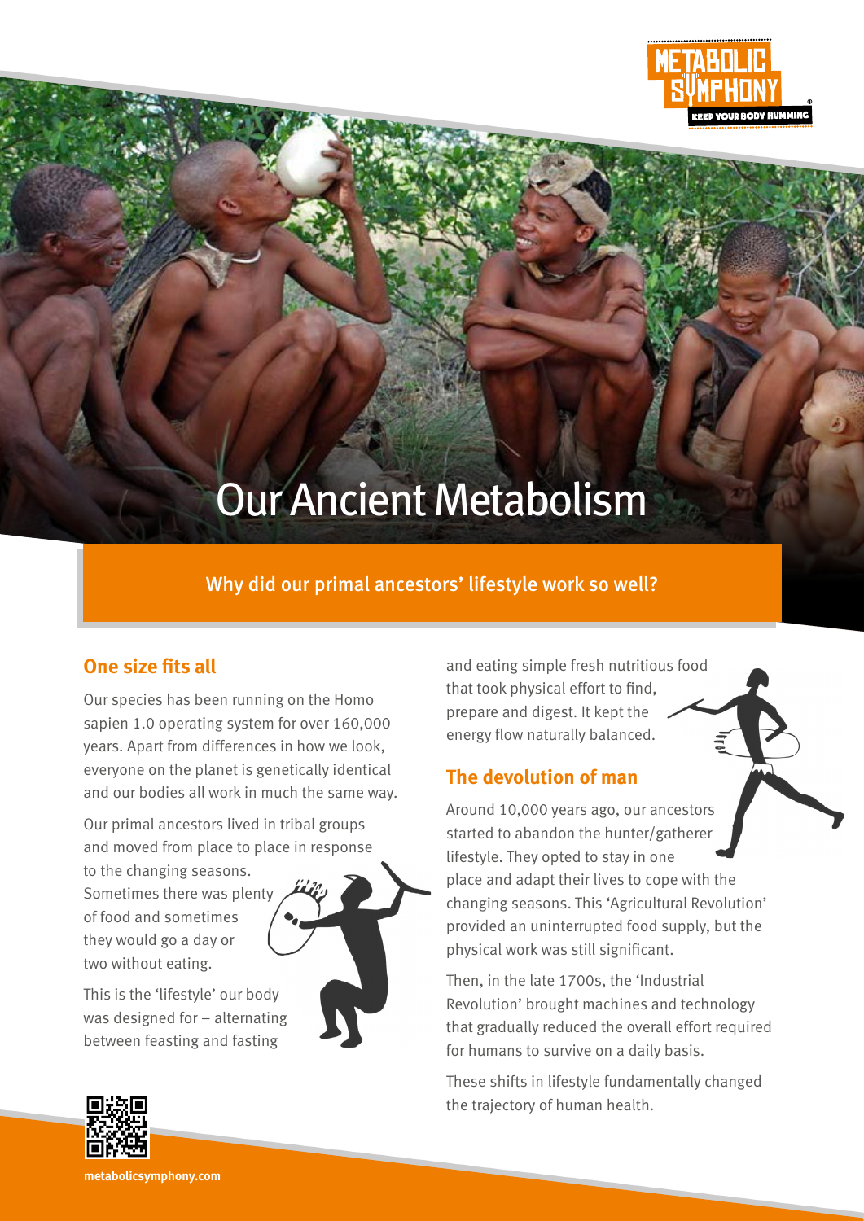# Our Ancient Metabolism

**Why did our primal ancestors' lifestyle work so well?**

## One size fits all

Our species has been running on the Homo sapien 1.0 operating system for over 160,000 years. Apart from differences in how we look, everyone on the planet is genetically identical and our bodies all work in much the same way.

Our primal ancestors lived in tribal groups and moved from place to place in response to the changing seasons. Sometimes there was plenty of food and sometimes they would go a day or two without eating.

This is the 'lifestyle' our body was designed for – alternating between feasting and fasting and eating simple fresh nutritious food that took physical effort to find, prepare and digest. It kept the energy flow naturally balanced.

## The devolution of man

Around 10,000 years ago, our ancestors started to abandon the hunter/gatherer lifestyle. They opted to stay in one place and adapt their lives to cope with the changing seasons. This 'Agricultural Revolution' provided an uninterrupted food supply, but the physical work was still significant.

Then, in the late 1700s, the 'Industrial Revolution' brought machines and technology that gradually reduced the overall effort required for humans to survive on a daily basis.

These shifts in lifestyle fundamentally changed the trajectory of human health.

metabolicsymphony.com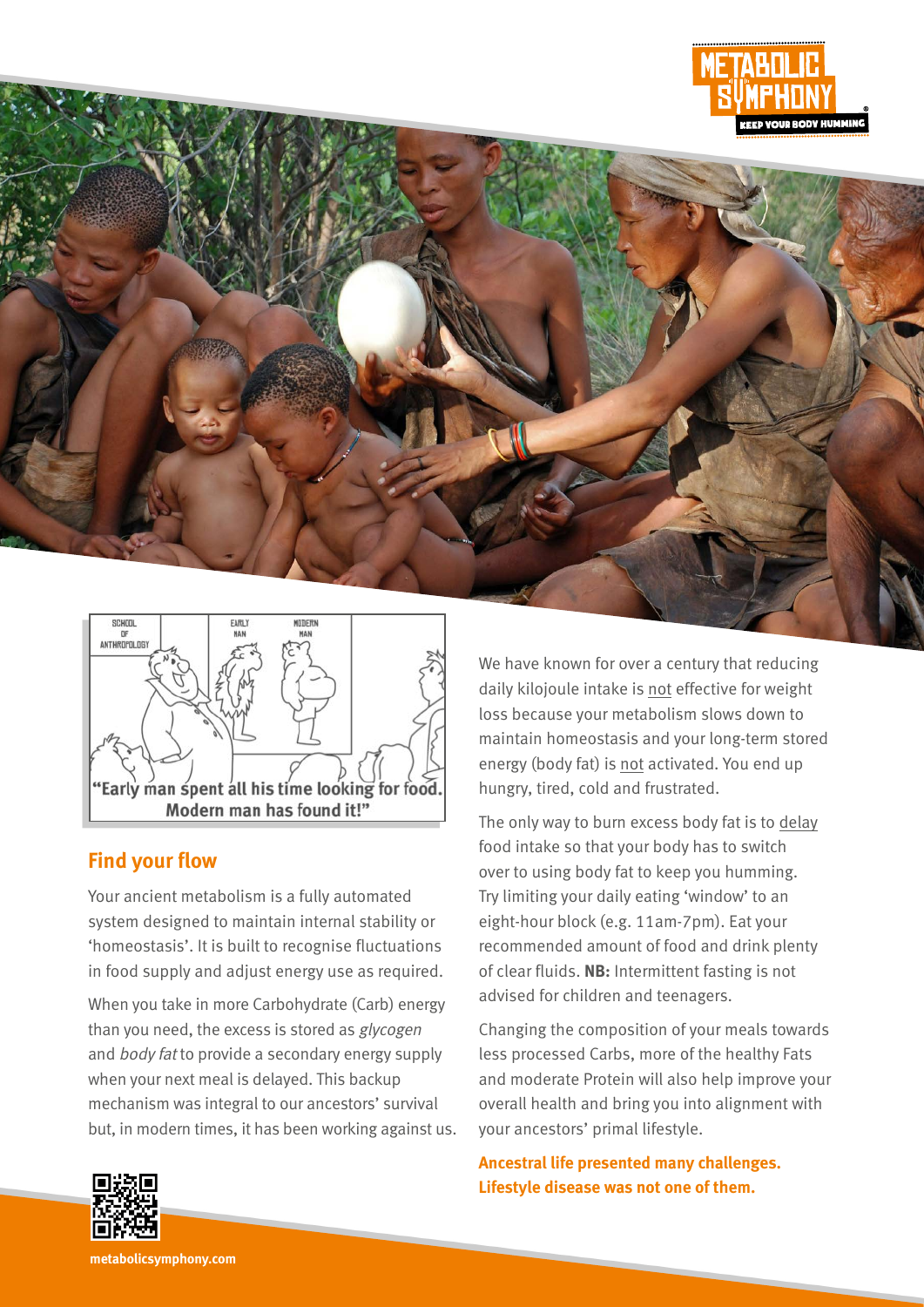"Early man spent all his time looking for food. Modern man has found it!"

## Find your flow

Your ancient metabolism is a fully automated system designed to maintain internal stability or 'homeostasis'. It is built to recognise fluctuations in food supply and adjust energy use as required.

When you take in more Carbohydrate (Carb) energy than you need, the excess is stored as *glycogen* and *body fat* to provide a secondary energy supply when your next meal is delayed. This backup mechanism was integral to our ancestors' survival but, in modern times, it has been working against us.

We have known for over a century that reducing daily kilojoule intake is not effective for weight loss because your metabolism slows down to maintain homeostasis and your long-term stored energy (body fat) is not activated. You end up hungry, tired, cold and frustrated.

The only way to burn excess body fat is to delay food intake so that your body has to switch over to using body fat to keep you humming. Try limiting your daily eating 'window' to an eight-hour block (e.g. 11am-7pm). Eat your recommended amount of food and drink plenty of clear fluids. **NB:** Intermittent fasting is not advised for children and teenagers.

Changing the composition of your meals towards less processed Carbs, more of the healthy Fats and moderate Protein will also help improve your overall health and bring you into alignment with your ancestors' primal lifestyle.

**Ancestral life presented many challenges. Lifestyle disease was not one of them.**

metabolicsymphony.com